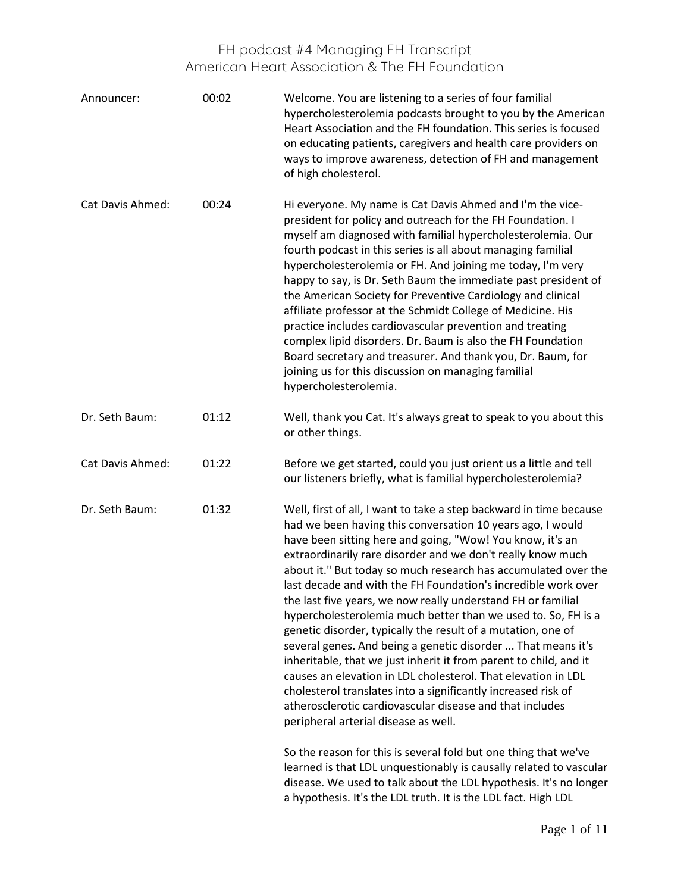# FH podcast #4 Managing FH Transcript
## American Heart Association & The FH Foundation

| | | |
|---|---|---|
| Announcer: | 00:02 | Welcome. You are listening to a series of four familial hypercholesterolemia podcasts brought to you by the American Heart Association and the FH foundation. This series is focused on educating patients, caregivers and health care providers on ways to improve awareness, detection of FH and management of high cholesterol. |
| Cat Davis Ahmed: | 00:24 | Hi everyone. My name is Cat Davis Ahmed and I'm the vice-president for policy and outreach for the FH Foundation. I myself am diagnosed with familial hypercholesterolemia. Our fourth podcast in this series is all about managing familial hypercholesterolemia or FH. And joining me today, I'm very happy to say, is Dr. Seth Baum the immediate past president of the American Society for Preventive Cardiology and clinical affiliate professor at the Schmidt College of Medicine. His practice includes cardiovascular prevention and treating complex lipid disorders. Dr. Baum is also the FH Foundation Board secretary and treasurer. And thank you, Dr. Baum, for joining us for this discussion on managing familial hypercholesterolemia. |
| Dr. Seth Baum: | 01:12 | Well, thank you Cat. It's always great to speak to you about this or other things. |
| Cat Davis Ahmed: | 01:22 | Before we get started, could you just orient us a little and tell our listeners briefly, what is familial hypercholesterolemia? |
| Dr. Seth Baum: | 01:32 | Well, first of all, I want to take a step backward in time because had we been having this conversation 10 years ago, I would have been sitting here and going, "Wow! You know, it's an extraordinarily rare disorder and we don't really know much about it." But today so much research has accumulated over the last decade and with the FH Foundation's incredible work over the last five years, we now really understand FH or familial hypercholesterolemia much better than we used to. So, FH is a genetic disorder, typically the result of a mutation, one of several genes. And being a genetic disorder ... That means it's inheritable, that we just inherit it from parent to child, and it causes an elevation in LDL cholesterol. That elevation in LDL cholesterol translates into a significantly increased risk of atherosclerotic cardiovascular disease and that includes peripheral arterial disease as well.<br><br>So the reason for this is several fold but one thing that we've learned is that LDL unquestionably is causally related to vascular disease. We used to talk about the LDL hypothesis. It's no longer a hypothesis. It's the LDL truth. It is the LDL fact. High LDL |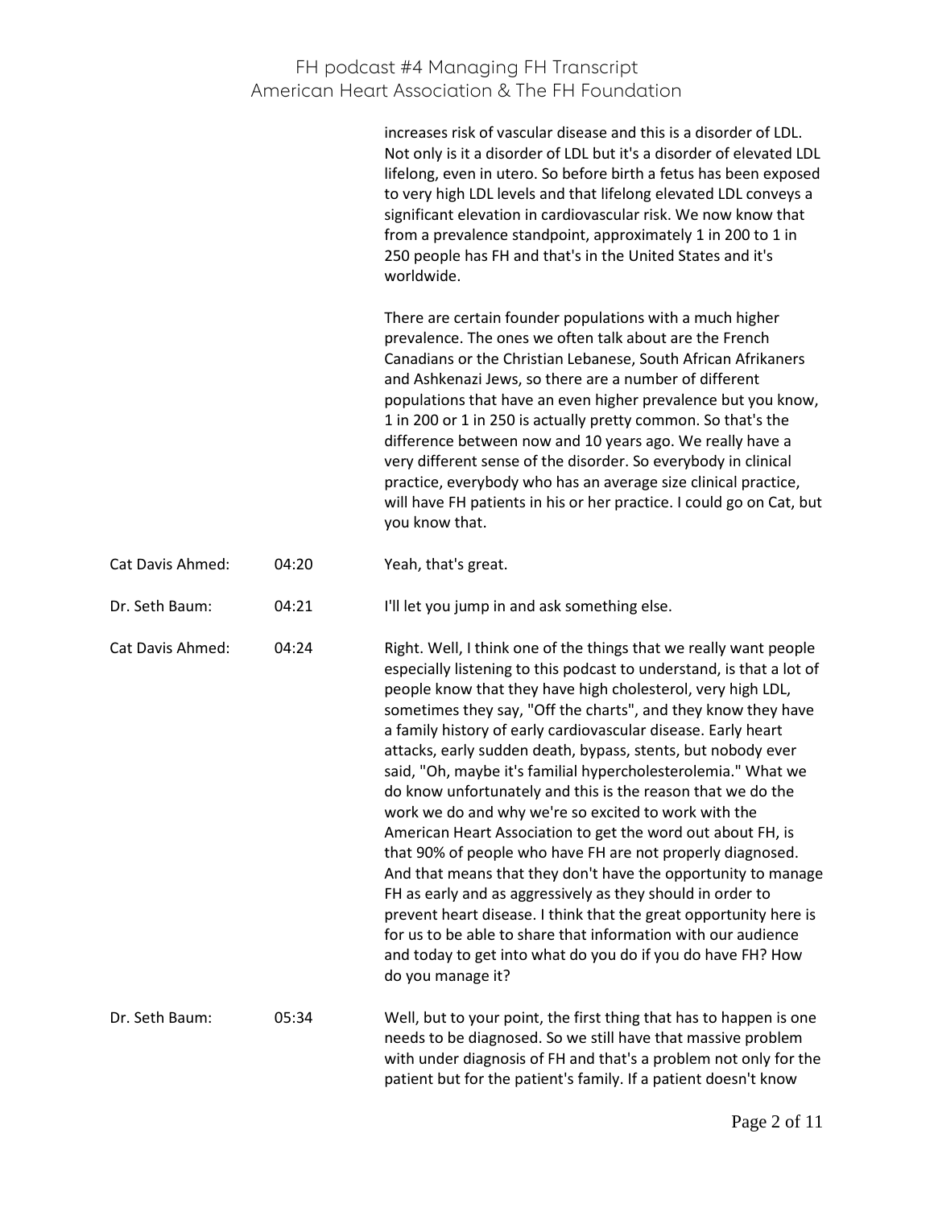| | | |
|---|---|---|
| | | increases risk of vascular disease and this is a disorder of LDL. Not only is it a disorder of LDL but it's a disorder of elevated LDL lifelong, even in utero. So before birth a fetus has been exposed to very high LDL levels and that lifelong elevated LDL conveys a significant elevation in cardiovascular risk. We now know that from a prevalence standpoint, approximately 1 in 200 to 1 in 250 people has FH and that's in the United States and it's worldwide.<br><br>There are certain founder populations with a much higher prevalence. The ones we often talk about are the French Canadians or the Christian Lebanese, South African Afrikaners and Ashkenazi Jews, so there are a number of different populations that have an even higher prevalence but you know, 1 in 200 or 1 in 250 is actually pretty common. So that's the difference between now and 10 years ago. We really have a very different sense of the disorder. So everybody in clinical practice, everybody who has an average size clinical practice, will have FH patients in his or her practice. I could go on Cat, but you know that. |
| Cat Davis Ahmed: | 04:20 | Yeah, that's great. |
| Dr. Seth Baum: | 04:21 | I'll let you jump in and ask something else. |
| Cat Davis Ahmed: | 04:24 | Right. Well, I think one of the things that we really want people especially listening to this podcast to understand, is that a lot of people know that they have high cholesterol, very high LDL, sometimes they say, "Off the charts", and they know they have a family history of early cardiovascular disease. Early heart attacks, early sudden death, bypass, stents, but nobody ever said, "Oh, maybe it's familial hypercholesterolemia." What we do know unfortunately and this is the reason that we do the work we do and why we're so excited to work with the American Heart Association to get the word out about FH, is that 90% of people who have FH are not properly diagnosed. And that means that they don't have the opportunity to manage FH as early and as aggressively as they should in order to prevent heart disease. I think that the great opportunity here is for us to be able to share that information with our audience and today to get into what do you do if you do have FH? How do you manage it? |
| Dr. Seth Baum: | 05:34 | Well, but to your point, the first thing that has to happen is one needs to be diagnosed. So we still have that massive problem with under diagnosis of FH and that's a problem not only for the patient but for the patient's family. If a patient doesn't know |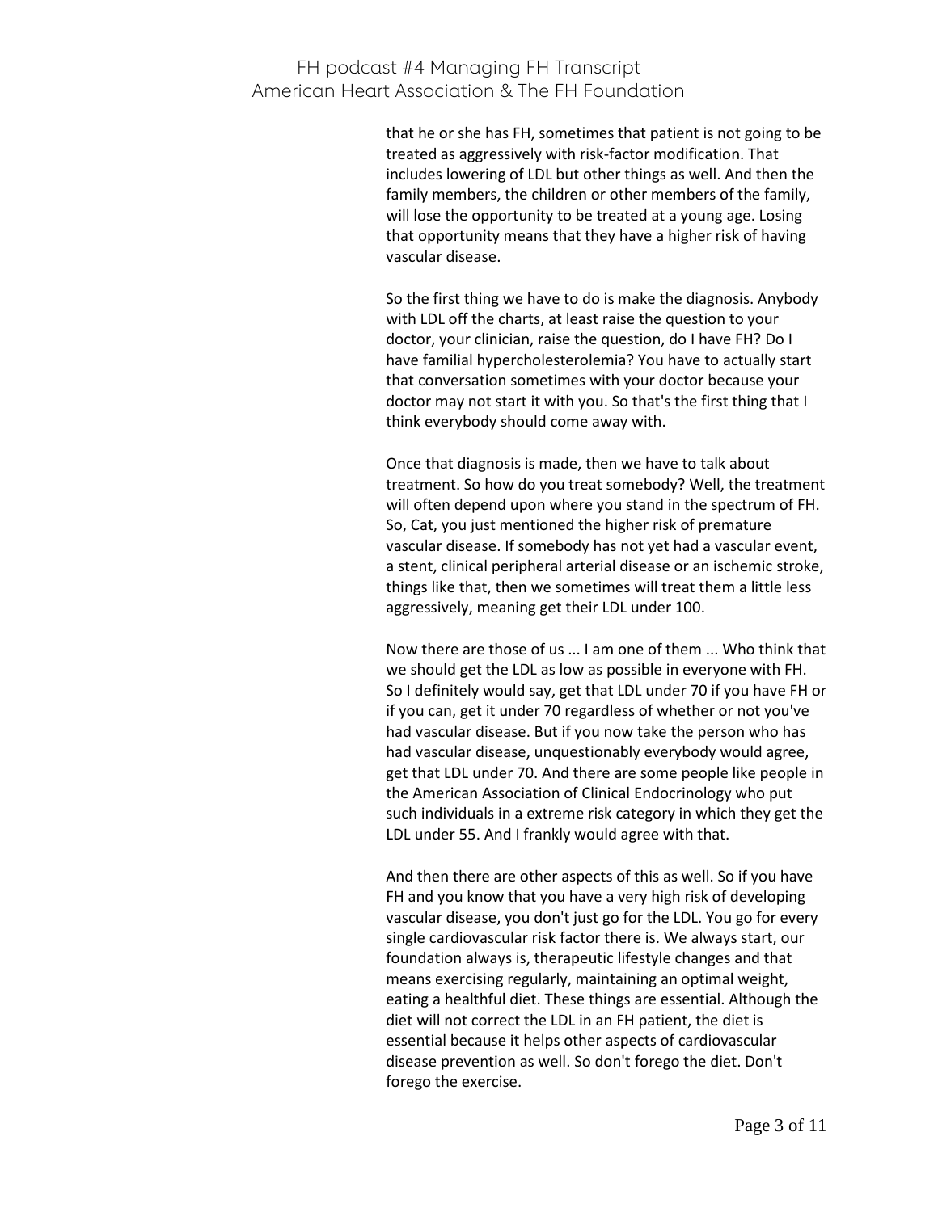that he or she has FH, sometimes that patient is not going to be treated as aggressively with risk-factor modification. That includes lowering of LDL but other things as well. And then the family members, the children or other members of the family, will lose the opportunity to be treated at a young age. Losing that opportunity means that they have a higher risk of having vascular disease.

So the first thing we have to do is make the diagnosis. Anybody with LDL off the charts, at least raise the question to your doctor, your clinician, raise the question, do I have FH? Do I have familial hypercholesterolemia? You have to actually start that conversation sometimes with your doctor because your doctor may not start it with you. So that's the first thing that I think everybody should come away with.

Once that diagnosis is made, then we have to talk about treatment. So how do you treat somebody? Well, the treatment will often depend upon where you stand in the spectrum of FH. So, Cat, you just mentioned the higher risk of premature vascular disease. If somebody has not yet had a vascular event, a stent, clinical peripheral arterial disease or an ischemic stroke, things like that, then we sometimes will treat them a little less aggressively, meaning get their LDL under 100.

Now there are those of us ... I am one of them ... Who think that we should get the LDL as low as possible in everyone with FH. So I definitely would say, get that LDL under 70 if you have FH or if you can, get it under 70 regardless of whether or not you've had vascular disease. But if you now take the person who has had vascular disease, unquestionably everybody would agree, get that LDL under 70. And there are some people like people in the American Association of Clinical Endocrinology who put such individuals in a extreme risk category in which they get the LDL under 55. And I frankly would agree with that.

And then there are other aspects of this as well. So if you have FH and you know that you have a very high risk of developing vascular disease, you don't just go for the LDL. You go for every single cardiovascular risk factor there is. We always start, our foundation always is, therapeutic lifestyle changes and that means exercising regularly, maintaining an optimal weight, eating a healthful diet. These things are essential. Although the diet will not correct the LDL in an FH patient, the diet is essential because it helps other aspects of cardiovascular disease prevention as well. So don't forego the diet. Don't forego the exercise.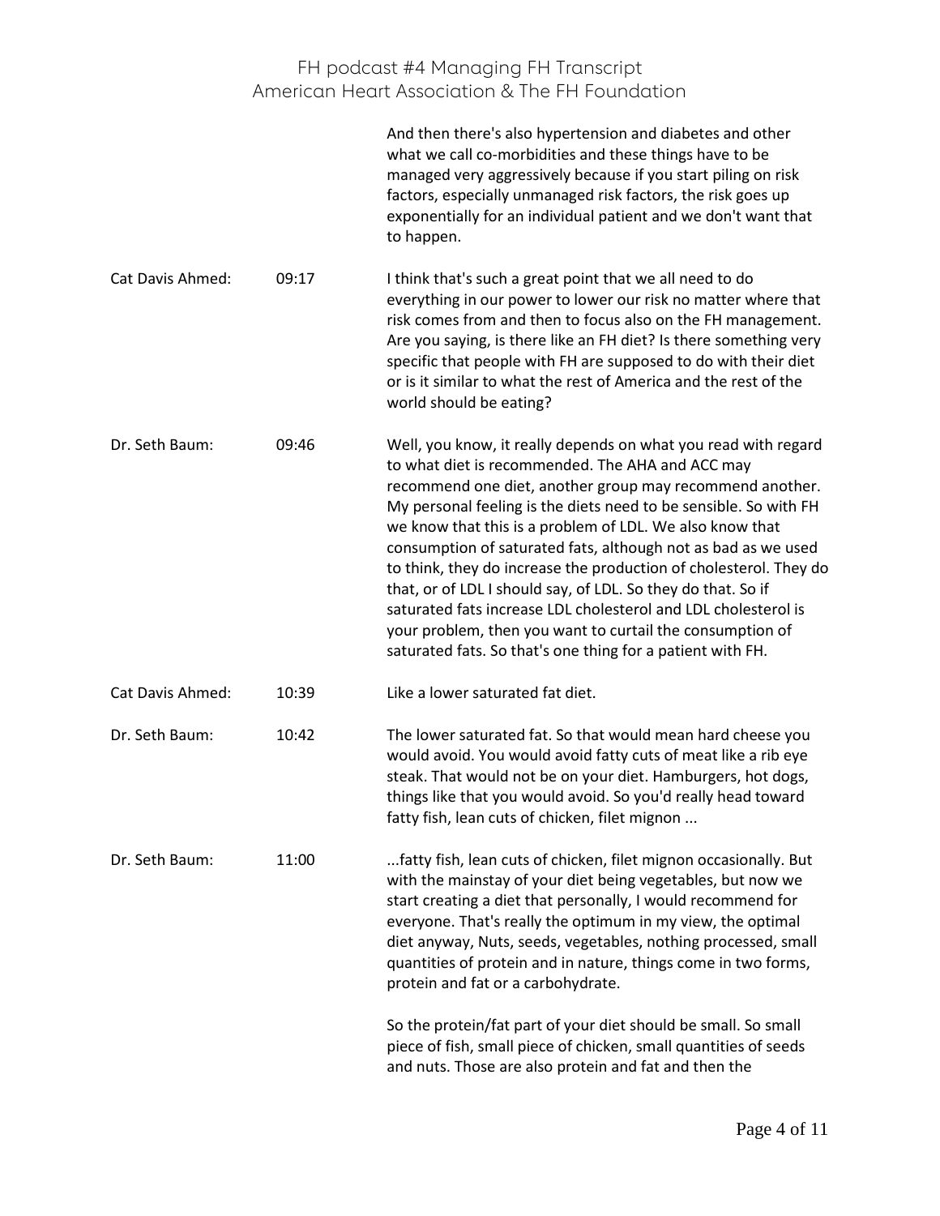| | | |
|---|---|---|
| | | And then there's also hypertension and diabetes and other what we call co-morbidities and these things have to be managed very aggressively because if you start piling on risk factors, especially unmanaged risk factors, the risk goes up exponentially for an individual patient and we don't want that to happen. |
| Cat Davis Ahmed: | 09:17 | I think that's such a great point that we all need to do everything in our power to lower our risk no matter where that risk comes from and then to focus also on the FH management. Are you saying, is there like an FH diet? Is there something very specific that people with FH are supposed to do with their diet or is it similar to what the rest of America and the rest of the world should be eating? |
| Dr. Seth Baum: | 09:46 | Well, you know, it really depends on what you read with regard to what diet is recommended. The AHA and ACC may recommend one diet, another group may recommend another. My personal feeling is the diets need to be sensible. So with FH we know that this is a problem of LDL. We also know that consumption of saturated fats, although not as bad as we used to think, they do increase the production of cholesterol. They do that, or of LDL I should say, of LDL. So they do that. So if saturated fats increase LDL cholesterol and LDL cholesterol is your problem, then you want to curtail the consumption of saturated fats. So that's one thing for a patient with FH. |
| Cat Davis Ahmed: | 10:39 | Like a lower saturated fat diet. |
| Dr. Seth Baum: | 10:42 | The lower saturated fat. So that would mean hard cheese you would avoid. You would avoid fatty cuts of meat like a rib eye steak. That would not be on your diet. Hamburgers, hot dogs, things like that you would avoid. So you'd really head toward fatty fish, lean cuts of chicken, filet mignon ... |
| Dr. Seth Baum: | 11:00 | ...fatty fish, lean cuts of chicken, filet mignon occasionally. But with the mainstay of your diet being vegetables, but now we start creating a diet that personally, I would recommend for everyone. That's really the optimum in my view, the optimal diet anyway, Nuts, seeds, vegetables, nothing processed, small quantities of protein and in nature, things come in two forms, protein and fat or a carbohydrate.<br><br>So the protein/fat part of your diet should be small. So small piece of fish, small piece of chicken, small quantities of seeds and nuts. Those are also protein and fat and then the |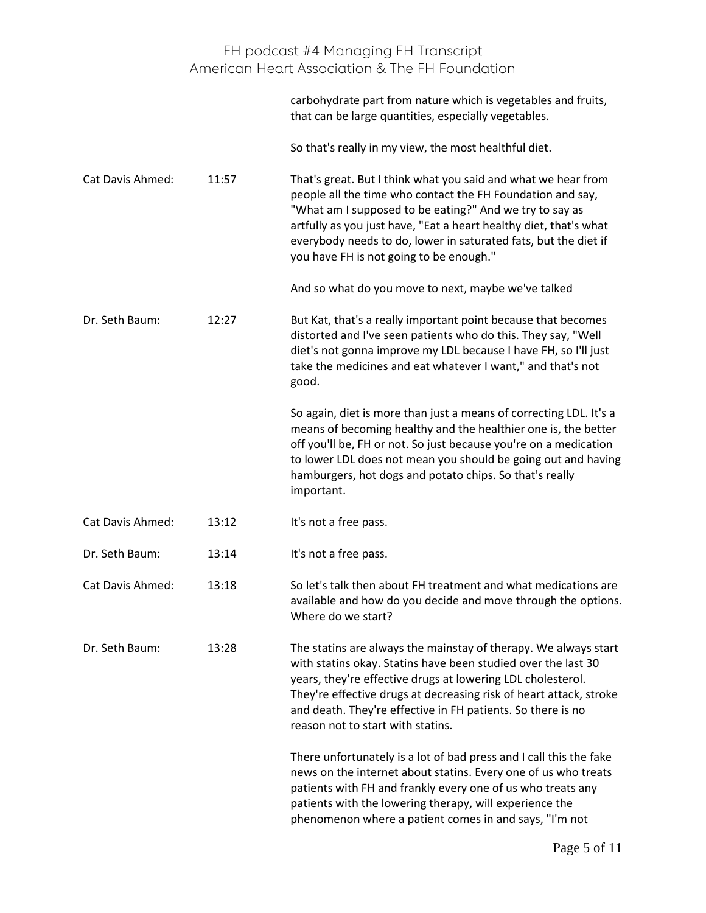| | | |
|---|---|---|
| | | carbohydrate part from nature which is vegetables and fruits, that can be large quantities, especially vegetables.<br><br>So that's really in my view, the most healthful diet. |
| Cat Davis Ahmed: | 11:57 | That's great. But I think what you said and what we hear from people all the time who contact the FH Foundation and say, "What am I supposed to be eating?" And we try to say as artfully as you just have, "Eat a heart healthy diet, that's what everybody needs to do, lower in saturated fats, but the diet if you have FH is not going to be enough."<br><br>And so what do you move to next, maybe we've talked |
| Dr. Seth Baum: | 12:27 | But Kat, that's a really important point because that becomes distorted and I've seen patients who do this. They say, "Well diet's not gonna improve my LDL because I have FH, so I'll just take the medicines and eat whatever I want," and that's not good.<br><br>So again, diet is more than just a means of correcting LDL. It's a means of becoming healthy and the healthier one is, the better off you'll be, FH or not. So just because you're on a medication to lower LDL does not mean you should be going out and having hamburgers, hot dogs and potato chips. So that's really important. |
| Cat Davis Ahmed: | 13:12 | It's not a free pass. |
| Dr. Seth Baum: | 13:14 | It's not a free pass. |
| Cat Davis Ahmed: | 13:18 | So let's talk then about FH treatment and what medications are available and how do you decide and move through the options. Where do we start? |
| Dr. Seth Baum: | 13:28 | The statins are always the mainstay of therapy. We always start with statins okay. Statins have been studied over the last 30 years, they're effective drugs at lowering LDL cholesterol. They're effective drugs at decreasing risk of heart attack, stroke and death. They're effective in FH patients. So there is no reason not to start with statins.<br><br>There unfortunately is a lot of bad press and I call this the fake news on the internet about statins. Every one of us who treats patients with FH and frankly every one of us who treats any patients with the lowering therapy, will experience the phenomenon where a patient comes in and says, "I'm not |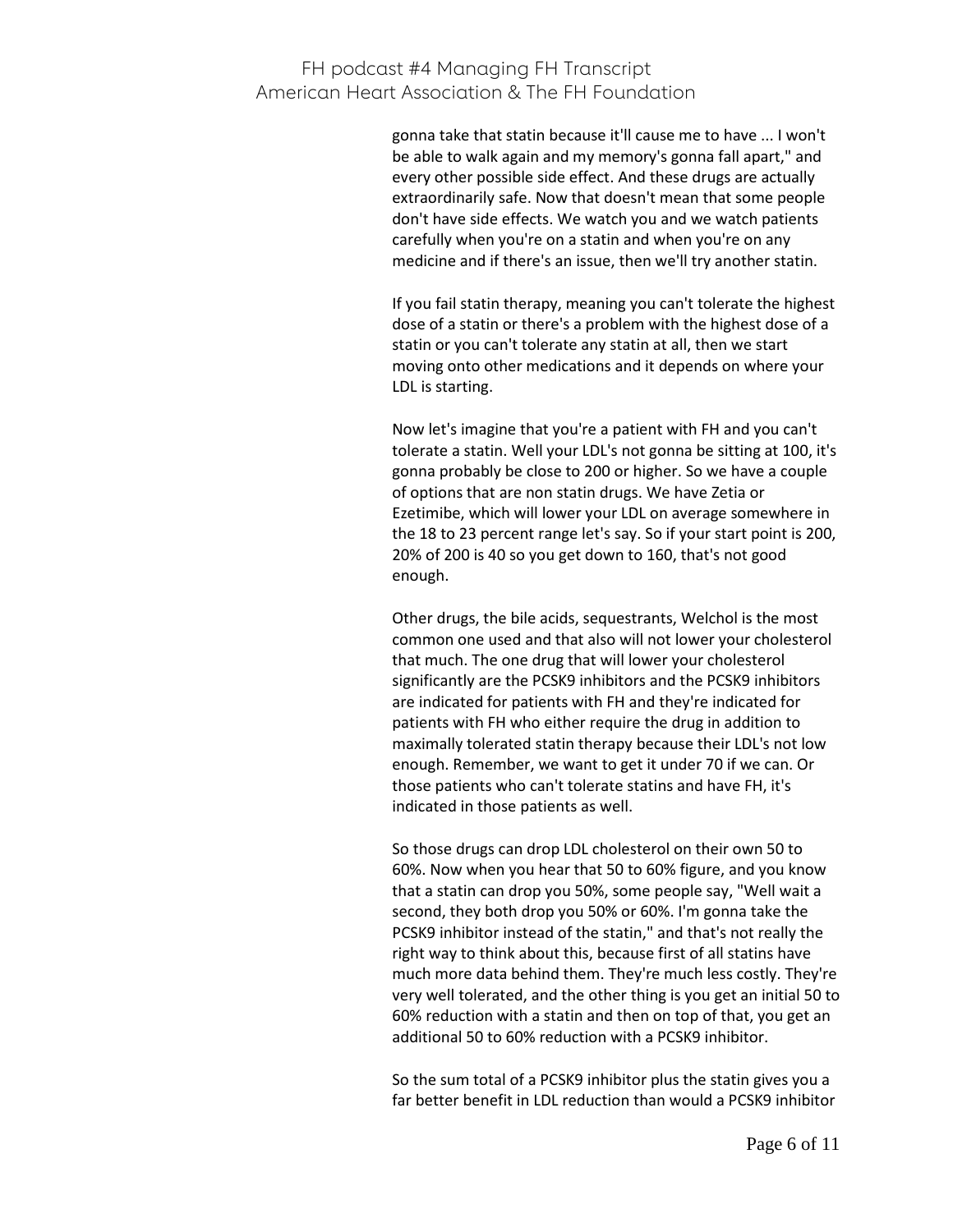gonna take that statin because it'll cause me to have ... I won't be able to walk again and my memory's gonna fall apart," and every other possible side effect. And these drugs are actually extraordinarily safe. Now that doesn't mean that some people don't have side effects. We watch you and we watch patients carefully when you're on a statin and when you're on any medicine and if there's an issue, then we'll try another statin.

If you fail statin therapy, meaning you can't tolerate the highest dose of a statin or there's a problem with the highest dose of a statin or you can't tolerate any statin at all, then we start moving onto other medications and it depends on where your LDL is starting.

Now let's imagine that you're a patient with FH and you can't tolerate a statin. Well your LDL's not gonna be sitting at 100, it's gonna probably be close to 200 or higher. So we have a couple of options that are non statin drugs. We have Zetia or Ezetimibe, which will lower your LDL on average somewhere in the 18 to 23 percent range let's say. So if your start point is 200, 20% of 200 is 40 so you get down to 160, that's not good enough.

Other drugs, the bile acids, sequestrants, Welchol is the most common one used and that also will not lower your cholesterol that much. The one drug that will lower your cholesterol significantly are the PCSK9 inhibitors and the PCSK9 inhibitors are indicated for patients with FH and they're indicated for patients with FH who either require the drug in addition to maximally tolerated statin therapy because their LDL's not low enough. Remember, we want to get it under 70 if we can. Or those patients who can't tolerate statins and have FH, it's indicated in those patients as well.

So those drugs can drop LDL cholesterol on their own 50 to 60%. Now when you hear that 50 to 60% figure, and you know that a statin can drop you 50%, some people say, "Well wait a second, they both drop you 50% or 60%. I'm gonna take the PCSK9 inhibitor instead of the statin," and that's not really the right way to think about this, because first of all statins have much more data behind them. They're much less costly. They're very well tolerated, and the other thing is you get an initial 50 to 60% reduction with a statin and then on top of that, you get an additional 50 to 60% reduction with a PCSK9 inhibitor.

So the sum total of a PCSK9 inhibitor plus the statin gives you a far better benefit in LDL reduction than would a PCSK9 inhibitor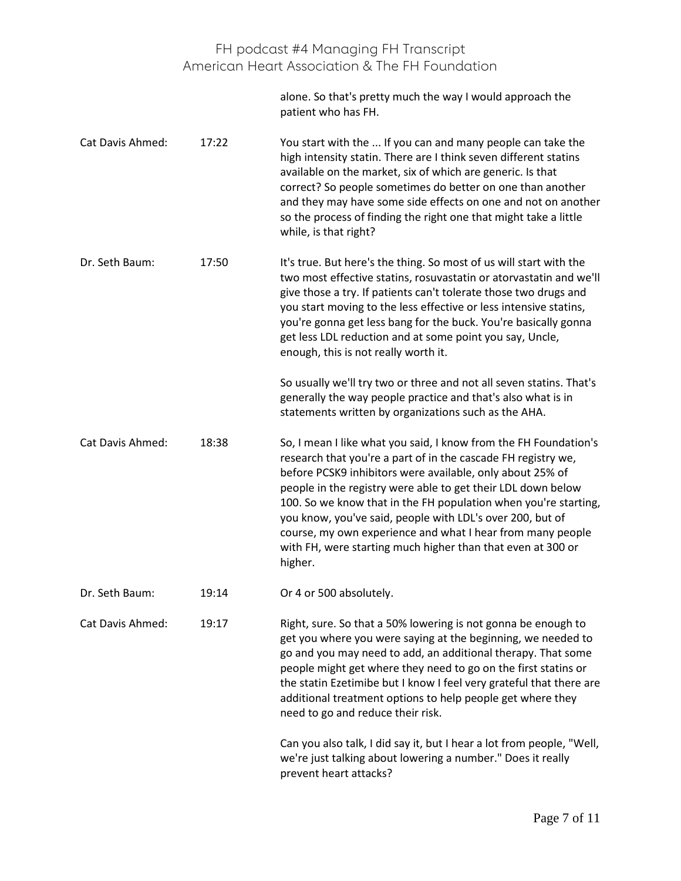alone. So that's pretty much the way I would approach the patient who has FH.

| | | |
|---|---|---|
| Cat Davis Ahmed: | 17:22 | You start with the ... If you can and many people can take the high intensity statin. There are I think seven different statins available on the market, six of which are generic. Is that correct? So people sometimes do better on one than another and they may have some side effects on one and not on another so the process of finding the right one that might take a little while, is that right? |
| Dr. Seth Baum: | 17:50 | It's true. But here's the thing. So most of us will start with the two most effective statins, rosuvastatin or atorvastatin and we'll give those a try. If patients can't tolerate those two drugs and you start moving to the less effective or less intensive statins, you're gonna get less bang for the buck. You're basically gonna get less LDL reduction and at some point you say, Uncle, enough, this is not really worth it.<br><br>So usually we'll try two or three and not all seven statins. That's generally the way people practice and that's also what is in statements written by organizations such as the AHA. |
| Cat Davis Ahmed: | 18:38 | So, I mean I like what you said, I know from the FH Foundation's research that you're a part of in the cascade FH registry we, before PCSK9 inhibitors were available, only about 25% of people in the registry were able to get their LDL down below 100. So we know that in the FH population when you're starting, you know, you've said, people with LDL's over 200, but of course, my own experience and what I hear from many people with FH, were starting much higher than that even at 300 or higher. |
| Dr. Seth Baum: | 19:14 | Or 4 or 500 absolutely. |
| Cat Davis Ahmed: | 19:17 | Right, sure. So that a 50% lowering is not gonna be enough to get you where you were saying at the beginning, we needed to go and you may need to add, an additional therapy. That some people might get where they need to go on the first statins or the statin Ezetimibe but I know I feel very grateful that there are additional treatment options to help people get where they need to go and reduce their risk.<br><br>Can you also talk, I did say it, but I hear a lot from people, "Well, we're just talking about lowering a number." Does it really prevent heart attacks? |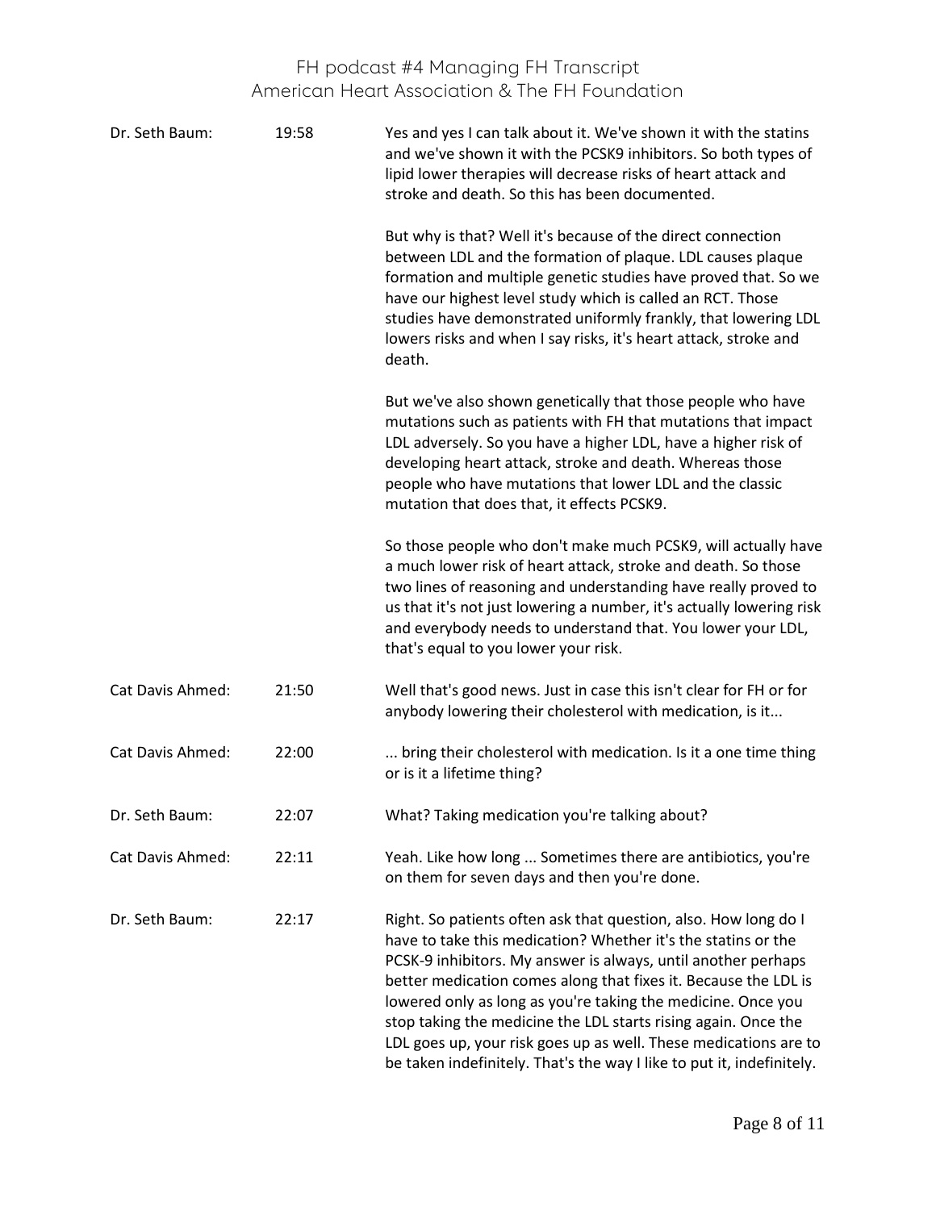| | | |
|---|---|---|
| Dr. Seth Baum: | 19:58 | Yes and yes I can talk about it. We've shown it with the statins and we've shown it with the PCSK9 inhibitors. So both types of lipid lower therapies will decrease risks of heart attack and stroke and death. So this has been documented.<br><br>But why is that? Well it's because of the direct connection between LDL and the formation of plaque. LDL causes plaque formation and multiple genetic studies have proved that. So we have our highest level study which is called an RCT. Those studies have demonstrated uniformly frankly, that lowering LDL lowers risks and when I say risks, it's heart attack, stroke and death.<br><br>But we've also shown genetically that those people who have mutations such as patients with FH that mutations that impact LDL adversely. So you have a higher LDL, have a higher risk of developing heart attack, stroke and death. Whereas those people who have mutations that lower LDL and the classic mutation that does that, it effects PCSK9.<br><br>So those people who don't make much PCSK9, will actually have a much lower risk of heart attack, stroke and death. So those two lines of reasoning and understanding have really proved to us that it's not just lowering a number, it's actually lowering risk and everybody needs to understand that. You lower your LDL, that's equal to you lower your risk. |
| Cat Davis Ahmed: | 21:50 | Well that's good news. Just in case this isn't clear for FH or for anybody lowering their cholesterol with medication, is it... |
| Cat Davis Ahmed: | 22:00 | ... bring their cholesterol with medication. Is it a one time thing or is it a lifetime thing? |
| Dr. Seth Baum: | 22:07 | What? Taking medication you're talking about? |
| Cat Davis Ahmed: | 22:11 | Yeah. Like how long ... Sometimes there are antibiotics, you're on them for seven days and then you're done. |
| Dr. Seth Baum: | 22:17 | Right. So patients often ask that question, also. How long do I have to take this medication? Whether it's the statins or the PCSK-9 inhibitors. My answer is always, until another perhaps better medication comes along that fixes it. Because the LDL is lowered only as long as you're taking the medicine. Once you stop taking the medicine the LDL starts rising again. Once the LDL goes up, your risk goes up as well. These medications are to be taken indefinitely. That's the way I like to put it, indefinitely. |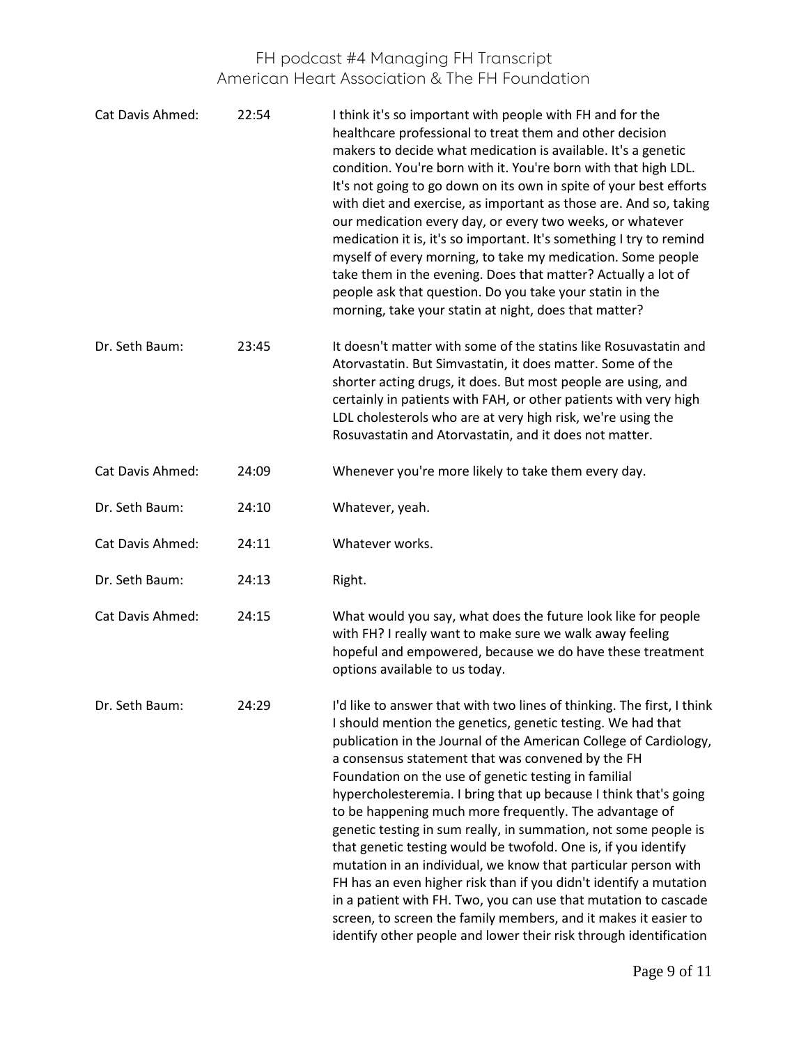| | | |
|---|---|---|
| Cat Davis Ahmed: | 22:54 | I think it's so important with people with FH and for the healthcare professional to treat them and other decision makers to decide what medication is available. It's a genetic condition. You're born with it. You're born with that high LDL. It's not going to go down on its own in spite of your best efforts with diet and exercise, as important as those are. And so, taking our medication every day, or every two weeks, or whatever medication it is, it's so important. It's something I try to remind myself of every morning, to take my medication. Some people take them in the evening. Does that matter? Actually a lot of people ask that question. Do you take your statin in the morning, take your statin at night, does that matter? |
| Dr. Seth Baum: | 23:45 | It doesn't matter with some of the statins like Rosuvastatin and Atorvastatin. But Simvastatin, it does matter. Some of the shorter acting drugs, it does. But most people are using, and certainly in patients with FAH, or other patients with very high LDL cholesterols who are at very high risk, we're using the Rosuvastatin and Atorvastatin, and it does not matter. |
| Cat Davis Ahmed: | 24:09 | Whenever you're more likely to take them every day. |
| Dr. Seth Baum: | 24:10 | Whatever, yeah. |
| Cat Davis Ahmed: | 24:11 | Whatever works. |
| Dr. Seth Baum: | 24:13 | Right. |
| Cat Davis Ahmed: | 24:15 | What would you say, what does the future look like for people with FH? I really want to make sure we walk away feeling hopeful and empowered, because we do have these treatment options available to us today. |
| Dr. Seth Baum: | 24:29 | I'd like to answer that with two lines of thinking. The first, I think I should mention the genetics, genetic testing. We had that publication in the Journal of the American College of Cardiology, a consensus statement that was convened by the FH Foundation on the use of genetic testing in familial hypercholesteremia. I bring that up because I think that's going to be happening much more frequently. The advantage of genetic testing in sum really, in summation, not some people is that genetic testing would be twofold. One is, if you identify mutation in an individual, we know that particular person with FH has an even higher risk than if you didn't identify a mutation in a patient with FH. Two, you can use that mutation to cascade screen, to screen the family members, and it makes it easier to identify other people and lower their risk through identification |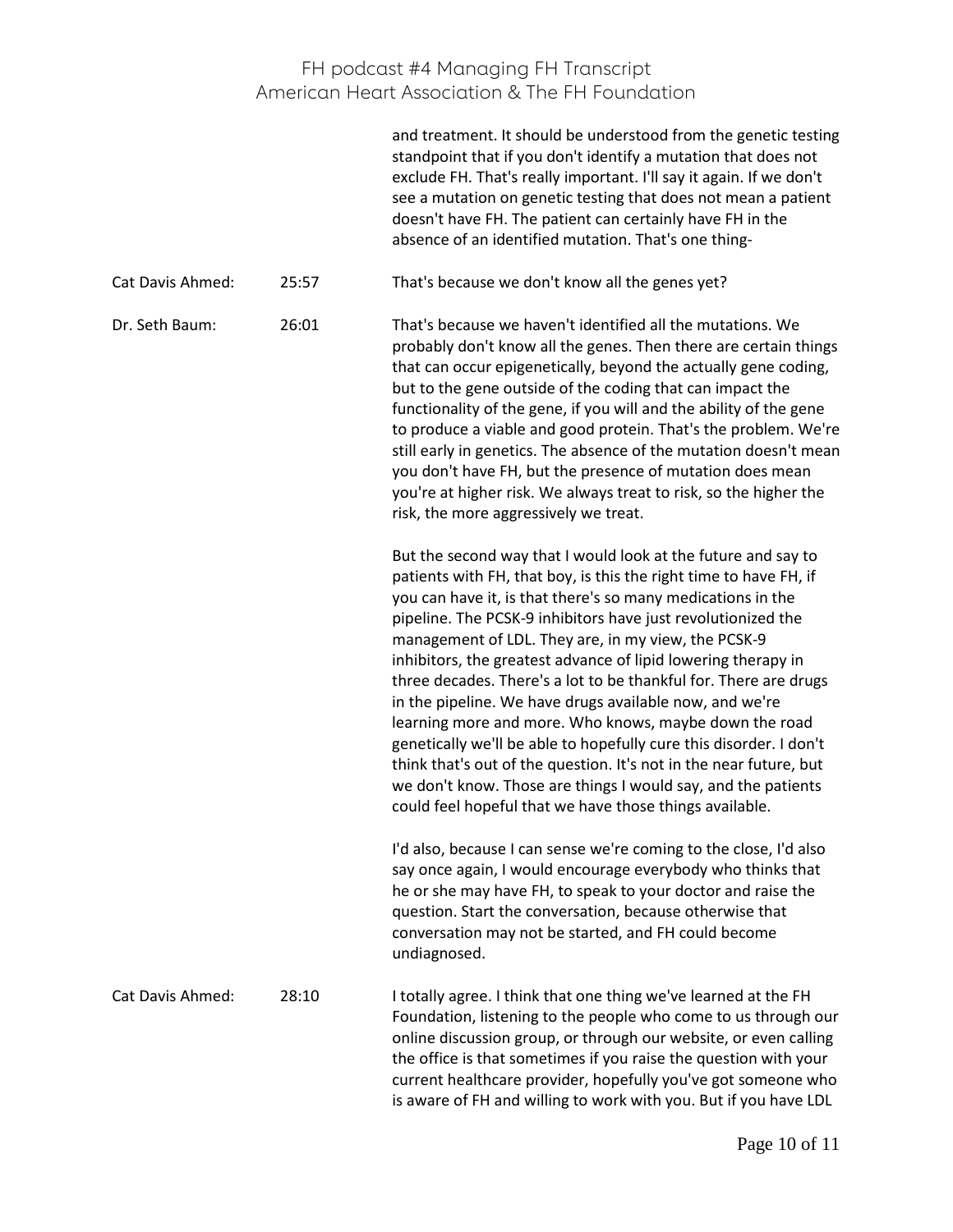| | | |
|---|---|---|
| | | and treatment. It should be understood from the genetic testing standpoint that if you don't identify a mutation that does not exclude FH. That's really important. I'll say it again. If we don't see a mutation on genetic testing that does not mean a patient doesn't have FH. The patient can certainly have FH in the absence of an identified mutation. That's one thing- |
| Cat Davis Ahmed: | 25:57 | That's because we don't know all the genes yet? |
| Dr. Seth Baum: | 26:01 | That's because we haven't identified all the mutations. We probably don't know all the genes. Then there are certain things that can occur epigenetically, beyond the actually gene coding, but to the gene outside of the coding that can impact the functionality of the gene, if you will and the ability of the gene to produce a viable and good protein. That's the problem. We're still early in genetics. The absence of the mutation doesn't mean you don't have FH, but the presence of mutation does mean you're at higher risk. We always treat to risk, so the higher the risk, the more aggressively we treat.<br><br>But the second way that I would look at the future and say to patients with FH, that boy, is this the right time to have FH, if you can have it, is that there's so many medications in the pipeline. The PCSK-9 inhibitors have just revolutionized the management of LDL. They are, in my view, the PCSK-9 inhibitors, the greatest advance of lipid lowering therapy in three decades. There's a lot to be thankful for. There are drugs in the pipeline. We have drugs available now, and we're learning more and more. Who knows, maybe down the road genetically we'll be able to hopefully cure this disorder. I don't think that's out of the question. It's not in the near future, but we don't know. Those are things I would say, and the patients could feel hopeful that we have those things available.<br><br>I'd also, because I can sense we're coming to the close, I'd also say once again, I would encourage everybody who thinks that he or she may have FH, to speak to your doctor and raise the question. Start the conversation, because otherwise that conversation may not be started, and FH could become undiagnosed. |
| Cat Davis Ahmed: | 28:10 | I totally agree. I think that one thing we've learned at the FH Foundation, listening to the people who come to us through our online discussion group, or through our website, or even calling the office is that sometimes if you raise the question with your current healthcare provider, hopefully you've got someone who is aware of FH and willing to work with you. But if you have LDL |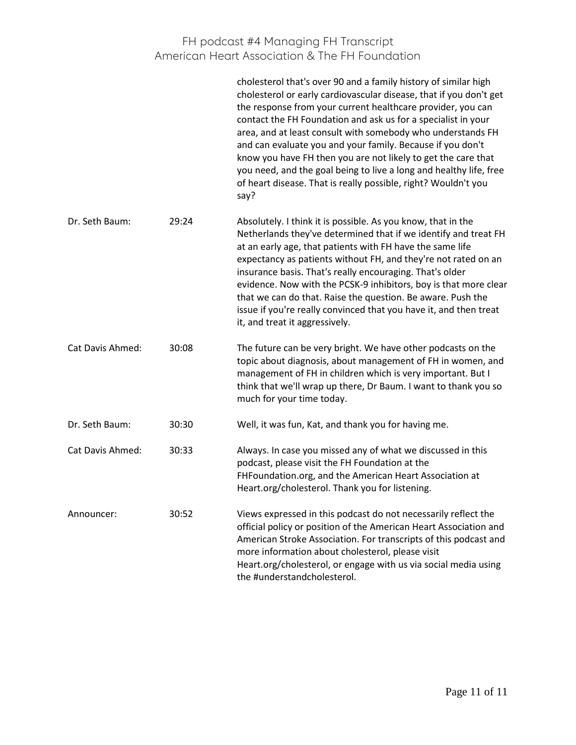| | | |
|---|---|---|
| | | cholesterol that's over 90 and a family history of similar high cholesterol or early cardiovascular disease, that if you don't get the response from your current healthcare provider, you can contact the FH Foundation and ask us for a specialist in your area, and at least consult with somebody who understands FH and can evaluate you and your family. Because if you don't know you have FH then you are not likely to get the care that you need, and the goal being to live a long and healthy life, free of heart disease. That is really possible, right? Wouldn't you say? |
| Dr. Seth Baum: | 29:24 | Absolutely. I think it is possible. As you know, that in the Netherlands they've determined that if we identify and treat FH at an early age, that patients with FH have the same life expectancy as patients without FH, and they're not rated on an insurance basis. That's really encouraging. That's older evidence. Now with the PCSK-9 inhibitors, boy is that more clear that we can do that. Raise the question. Be aware. Push the issue if you're really convinced that you have it, and then treat it, and treat it aggressively. |
| Cat Davis Ahmed: | 30:08 | The future can be very bright. We have other podcasts on the topic about diagnosis, about management of FH in women, and management of FH in children which is very important. But I think that we'll wrap up there, Dr Baum. I want to thank you so much for your time today. |
| Dr. Seth Baum: | 30:30 | Well, it was fun, Kat, and thank you for having me. |
| Cat Davis Ahmed: | 30:33 | Always. In case you missed any of what we discussed in this podcast, please visit the FH Foundation at the FHFoundation.org, and the American Heart Association at Heart.org/cholesterol. Thank you for listening. |
| Announcer: | 30:52 | Views expressed in this podcast do not necessarily reflect the official policy or position of the American Heart Association and American Stroke Association. For transcripts of this podcast and more information about cholesterol, please visit Heart.org/cholesterol, or engage with us via social media using the #understandcholesterol. |